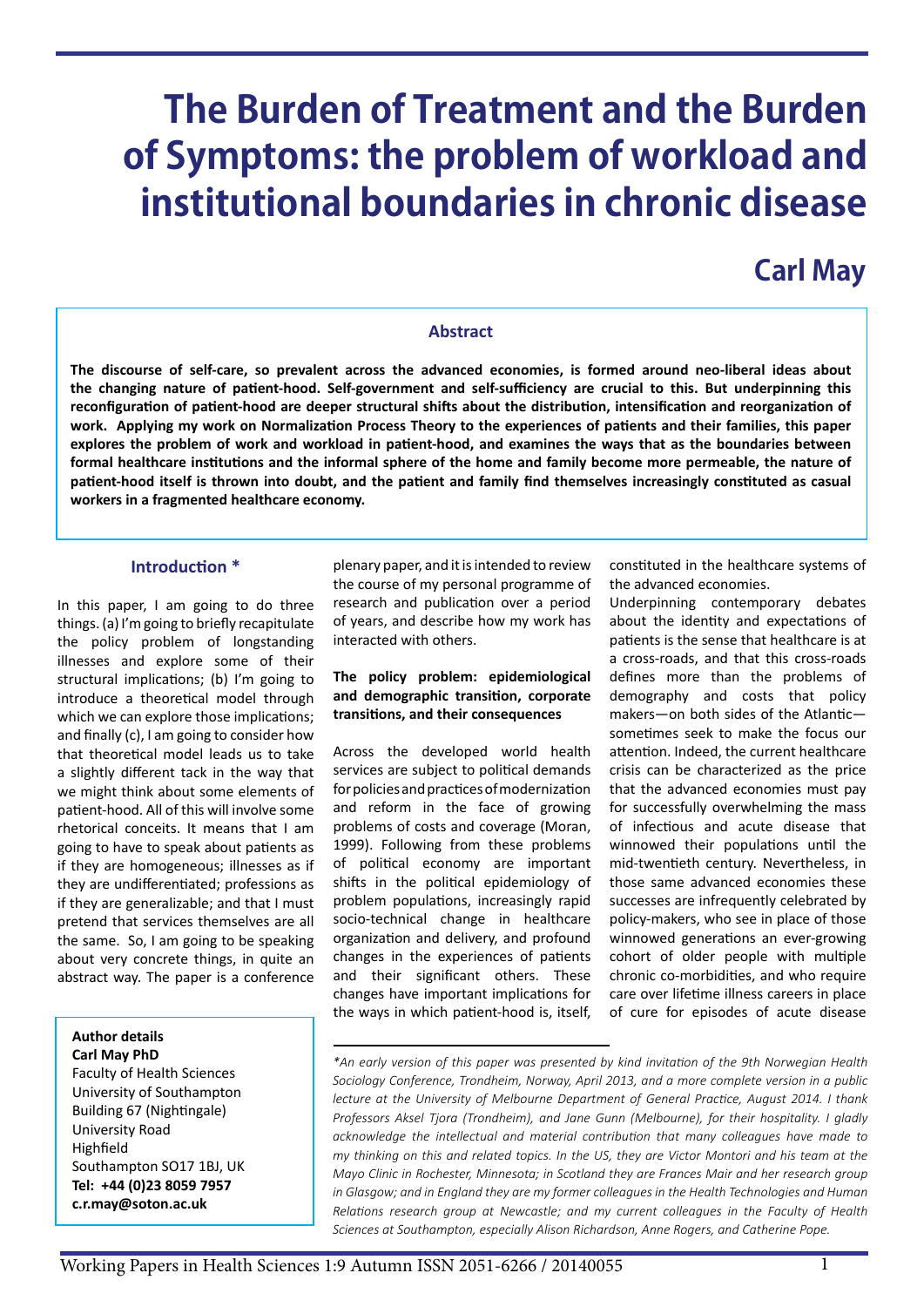# The Burden of Treatment and the Burden of Symptoms: the problem of workload and institutional boundaries in chronic disease

## Carl May

### Abstract

**The discourse of self-care, so prevalent across the advanced economies, is formed around neo-liberal ideas about the changing nature of patient-hood. Self-government and self-sufficiency are crucial to this. But underpinning this reconfiguration of patient-hood are deeper structural shifts about the distribution, intensification and reorganization of work. Applying my work on Normalization Process Theory to the experiences of patients and their families, this paper explores the problem of work and workload in patient-hood, and examines the ways that as the boundaries between formal healthcare institutions and the informal sphere of the home and family become more permeable, the nature of patient-hood itself is thrown into doubt, and the patient and family find themselves increasingly constituted as casual workers in a fragmented healthcare economy.**

### Introduction *

In this paper, I am going to do three things. (a) I'm going to briefly recapitulate the policy problem of longstanding illnesses and explore some of their structural implications; (b) I'm going to introduce a theoretical model through which we can explore those implications; and finally (c), I am going to consider how that theoretical model leads us to take a slightly different tack in the way that we might think about some elements of patient-hood. All of this will involve some rhetorical conceits. It means that I am going to have to speak about patients as if they are homogeneous; illnesses as if they are undifferentiated; professions as if they are generalizable; and that I must pretend that services themselves are all the same. So, I am going to be speaking about very concrete things, in quite an abstract way. The paper is a conference plenary paper, and it is intended to review the course of my personal programme of research and publication over a period of years, and describe how my work has interacted with others.

**Author details**
**Carl May PhD**
Faculty of Health Sciences
University of Southampton
Building 67 (Nightingale)
University Road
Highfield
Southampton SO17 1BJ, UK
**Tel: +44 (0)23 8059 7957**
**c.r.may@soton.ac.uk**

#### The policy problem: epidemiological and demographic transition, corporate transitions, and their consequences

Across the developed world health services are subject to political demands for policies and practices of modernization and reform in the face of growing problems of costs and coverage (Moran, 1999). Following from these problems of political economy are important shifts in the political epidemiology of problem populations, increasingly rapid socio-technical change in healthcare organization and delivery, and profound changes in the experiences of patients and their significant others. These changes have important implications for the ways in which patient-hood is, itself, constituted in the healthcare systems of the advanced economies.

Underpinning contemporary debates about the identity and expectations of patients is the sense that healthcare is at a cross-roads, and that this cross-roads defines more than the problems of demography and costs that policy makers—on both sides of the Atlantic—sometimes seek to make the focus our attention. Indeed, the current healthcare crisis can be characterized as the price that the advanced economies must pay for successfully overwhelming the mass of infectious and acute disease that winnowed their populations until the mid-twentieth century. Nevertheless, in those same advanced economies these successes are infrequently celebrated by policy-makers, who see in place of those winnowed generations an ever-growing cohort of older people with multiple chronic co-morbidities, and who require care over lifetime illness careers in place of cure for episodes of acute disease

*\*An early version of this paper was presented by kind invitation of the 9th Norwegian Health Sociology Conference, Trondheim, Norway, April 2013, and a more complete version in a public lecture at the University of Melbourne Department of General Practice, August 2014. I thank Professors Aksel Tjora (Trondheim), and Jane Gunn (Melbourne), for their hospitality. I gladly acknowledge the intellectual and material contribution that many colleagues have made to my thinking on this and related topics. In the US, they are Victor Montori and his team at the Mayo Clinic in Rochester, Minnesota; in Scotland they are Frances Mair and her research group in Glasgow; and in England they are my former colleagues in the Health Technologies and Human Relations research group at Newcastle; and my current colleagues in the Faculty of Health Sciences at Southampton, especially Alison Richardson, Anne Rogers, and Catherine Pope.*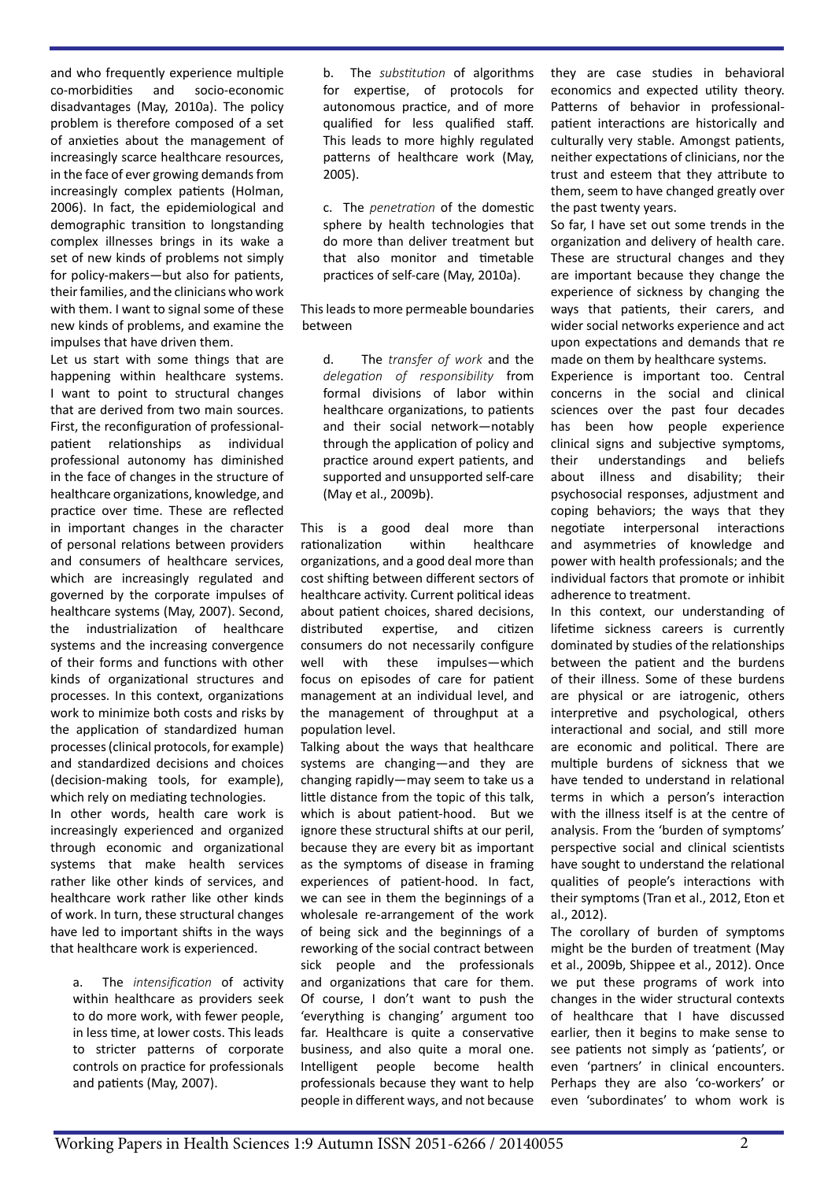and who frequently experience multiple co-morbidities and socio-economic disadvantages (May, 2010a). The policy problem is therefore composed of a set of anxieties about the management of increasingly scarce healthcare resources, in the face of ever growing demands from increasingly complex patients (Holman, 2006). In fact, the epidemiological and demographic transition to longstanding complex illnesses brings in its wake a set of new kinds of problems not simply for policy-makers—but also for patients, their families, and the clinicians who work with them. I want to signal some of these new kinds of problems, and examine the impulses that have driven them.

Let us start with some things that are happening within healthcare systems. I want to point to structural changes that are derived from two main sources. First, the reconfiguration of professional-patient relationships as individual professional autonomy has diminished in the face of changes in the structure of healthcare organizations, knowledge, and practice over time. These are reflected in important changes in the character of personal relations between providers and consumers of healthcare services, which are increasingly regulated and governed by the corporate impulses of healthcare systems (May, 2007). Second, the industrialization of healthcare systems and the increasing convergence of their forms and functions with other kinds of organizational structures and processes. In this context, organizations work to minimize both costs and risks by the application of standardized human processes (clinical protocols, for example) and standardized decisions and choices (decision-making tools, for example), which rely on mediating technologies.

In other words, health care work is increasingly experienced and organized through economic and organizational systems that make health services rather like other kinds of services, and healthcare work rather like other kinds of work. In turn, these structural changes have led to important shifts in the ways that healthcare work is experienced.

a. The *intensification* of activity within healthcare as providers seek to do more work, with fewer people, in less time, at lower costs. This leads to stricter patterns of corporate controls on practice for professionals and patients (May, 2007).

b. The *substitution* of algorithms for expertise, of protocols for autonomous practice, and of more qualified for less qualified staff. This leads to more highly regulated patterns of healthcare work (May, 2005).

c. The *penetration* of the domestic sphere by health technologies that do more than deliver treatment but that also monitor and timetable practices of self-care (May, 2010a).

This leads to more permeable boundaries between

d. The *transfer of work* and the *delegation of responsibility* from formal divisions of labor within healthcare organizations, to patients and their social network—notably through the application of policy and practice around expert patients, and supported and unsupported self-care (May et al., 2009b).

This is a good deal more than rationalization within healthcare organizations, and a good deal more than cost shifting between different sectors of healthcare activity. Current political ideas about patient choices, shared decisions, distributed expertise, and citizen consumers do not necessarily configure well with these impulses—which focus on episodes of care for patient management at an individual level, and the management of throughput at a population level.

Talking about the ways that healthcare systems are changing—and they are changing rapidly—may seem to take us a little distance from the topic of this talk, which is about patient-hood. But we ignore these structural shifts at our peril, because they are every bit as important as the symptoms of disease in framing experiences of patient-hood. In fact, we can see in them the beginnings of a wholesale re-arrangement of the work of being sick and the beginnings of a reworking of the social contract between sick people and the professionals and organizations that care for them. Of course, I don't want to push the 'everything is changing' argument too far. Healthcare is quite a conservative business, and also quite a moral one. Intelligent people become health professionals because they want to help people in different ways, and not because they are case studies in behavioral economics and expected utility theory. Patterns of behavior in professional-patient interactions are historically and culturally very stable. Amongst patients, neither expectations of clinicians, nor the trust and esteem that they attribute to them, seem to have changed greatly over the past twenty years.

So far, I have set out some trends in the organization and delivery of health care. These are structural changes and they are important because they change the experience of sickness by changing the ways that patients, their carers, and wider social networks experience and act upon expectations and demands that re made on them by healthcare systems.

Experience is important too. Central concerns in the social and clinical sciences over the past four decades has been how people experience clinical signs and subjective symptoms, their understandings and beliefs about illness and disability; their psychosocial responses, adjustment and coping behaviors; the ways that they negotiate interpersonal interactions and asymmetries of knowledge and power with health professionals; and the individual factors that promote or inhibit adherence to treatment.

In this context, our understanding of lifetime sickness careers is currently dominated by studies of the relationships between the patient and the burdens of their illness. Some of these burdens are physical or are iatrogenic, others interpretive and psychological, others interactional and social, and still more are economic and political. There are multiple burdens of sickness that we have tended to understand in relational terms in which a person's interaction with the illness itself is at the centre of analysis. From the 'burden of symptoms' perspective social and clinical scientists have sought to understand the relational qualities of people's interactions with their symptoms (Tran et al., 2012, Eton et al., 2012).

The corollary of burden of symptoms might be the burden of treatment (May et al., 2009b, Shippee et al., 2012). Once we put these programs of work into changes in the wider structural contexts of healthcare that I have discussed earlier, then it begins to make sense to see patients not simply as 'patients', or even 'partners' in clinical encounters. Perhaps they are also 'co-workers' or even 'subordinates' to whom work is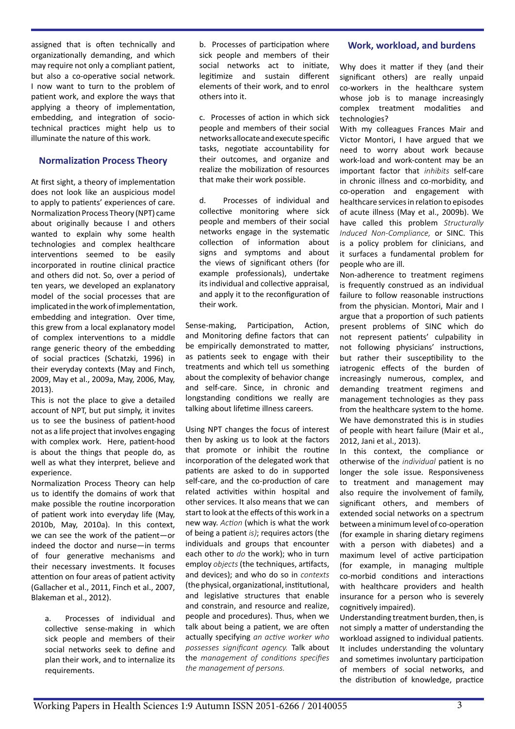assigned that is often technically and organizationally demanding, and which may require not only a compliant patient, but also a co-operative social network. I now want to turn to the problem of patient work, and explore the ways that applying a theory of implementation, embedding, and integration of socio-technical practices might help us to illuminate the nature of this work.

## Normalization Process Theory

At first sight, a theory of implementation does not look like an auspicious model to apply to patients' experiences of care. Normalization Process Theory (NPT) came about originally because I and others wanted to explain why some health technologies and complex healthcare interventions seemed to be easily incorporated in routine clinical practice and others did not. So, over a period of ten years, we developed an explanatory model of the social processes that are implicated in the work of implementation, embedding and integration. Over time, this grew from a local explanatory model of complex interventions to a middle range generic theory of the embedding of social practices (Schatzki, 1996) in their everyday contexts (May and Finch, 2009, May et al., 2009a, May, 2006, May, 2013).

This is not the place to give a detailed account of NPT, but put simply, it invites us to see the business of patient-hood not as a life project that involves engaging with complex work. Here, patient-hood is about the things that people do, as well as what they interpret, believe and experience.

Normalization Process Theory can help us to identify the domains of work that make possible the routine incorporation of patient work into everyday life (May, 2010b, May, 2010a). In this context, we can see the work of the patient—or indeed the doctor and nurse—in terms of four generative mechanisms and their necessary investments. It focuses attention on four areas of patient activity (Gallacher et al., 2011, Finch et al., 2007, Blakeman et al., 2012).

a. Processes of individual and collective sense-making in which sick people and members of their social networks seek to define and plan their work, and to internalize its requirements.

b. Processes of participation where sick people and members of their social networks act to initiate, legitimize and sustain different elements of their work, and to enrol others into it.

c. Processes of action in which sick people and members of their social networks allocate and execute specific tasks, negotiate accountability for their outcomes, and organize and realize the mobilization of resources that make their work possible.

d. Processes of individual and collective monitoring where sick people and members of their social networks engage in the systematic collection of information about signs and symptoms and about the views of significant others (for example professionals), undertake its individual and collective appraisal, and apply it to the reconfiguration of their work.

Sense-making, Participation, Action, and Monitoring define factors that can be empirically demonstrated to matter, as patients seek to engage with their treatments and which tell us something about the complexity of behavior change and self-care. Since, in chronic and longstanding conditions we really are talking about lifetime illness careers.

Using NPT changes the focus of interest then by asking us to look at the factors that promote or inhibit the routine incorporation of the delegated work that patients are asked to do in supported self-care, and the co-production of care related activities within hospital and other services. It also means that we can start to look at the effects of this work in a new way. *Action* (which is what the work of being a patient *is*); requires actors (the individuals and groups that encounter each other to *do* the work); who in turn employ *objects* (the techniques, artifacts, and devices); and who do so in *contexts* (the physical, organizational, institutional, and legislative structures that enable and constrain, and resource and realize, people and procedures). Thus, when we talk about being a patient, we are often actually specifying *an active worker who possesses significant agency.* Talk about the *management of conditions specifies the management of persons.*

## Work, workload, and burdens

Why does it matter if they (and their significant others) are really unpaid co-workers in the healthcare system whose job is to manage increasingly complex treatment modalities and technologies?

With my colleagues Frances Mair and Victor Montori, I have argued that we need to worry about work because work-load and work-content may be an important factor that *inhibits* self-care in chronic illness and co-morbidity, and co-operation and engagement with healthcare services in relation to episodes of acute illness (May et al., 2009b). We have called this problem *Structurally Induced Non-Compliance,* or SINC. This is a policy problem for clinicians, and it surfaces a fundamental problem for people who are ill.

Non-adherence to treatment regimens is frequently construed as an individual failure to follow reasonable instructions from the physician. Montori, Mair and I argue that a proportion of such patients present problems of SINC which do not represent patients' culpability in not following physicians' instructions, but rather their susceptibility to the iatrogenic effects of the burden of increasingly numerous, complex, and demanding treatment regimens and management technologies as they pass from the healthcare system to the home. We have demonstrated this is in studies of people with heart failure (Mair et al., 2012, Jani et al., 2013).

In this context, the compliance or otherwise of the *individual* patient is no longer the sole issue. Responsiveness to treatment and management may also require the involvement of family, significant others, and members of extended social networks on a spectrum between a minimum level of co-operation (for example in sharing dietary regimens with a person with diabetes) and a maximum level of active participation (for example, in managing multiple co-morbid conditions and interactions with healthcare providers and health insurance for a person who is severely cognitively impaired).

Understanding treatment burden, then, is not simply a matter of understanding the workload assigned to individual patients. It includes understanding the voluntary and sometimes involuntary participation of members of social networks, and the distribution of knowledge, practice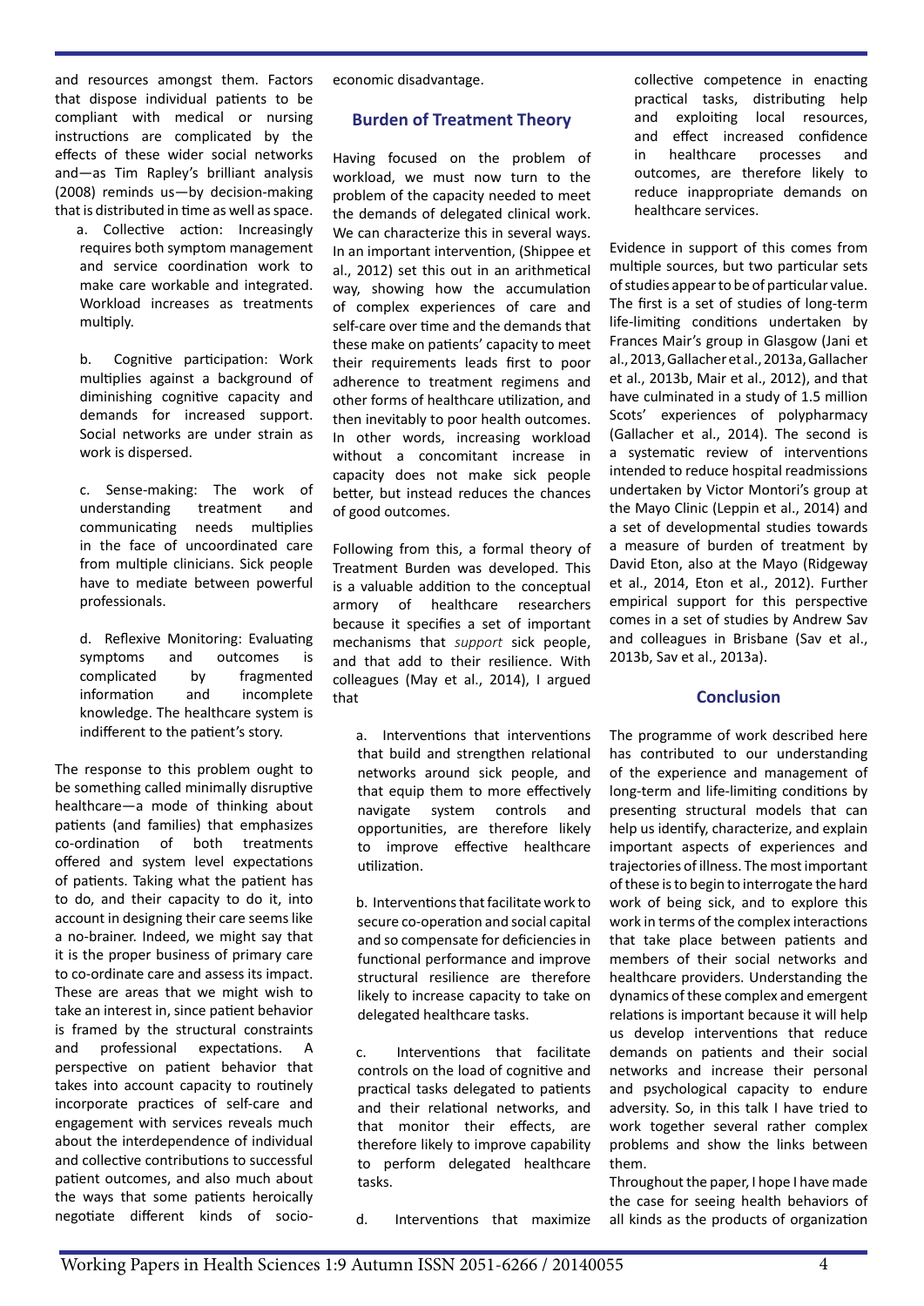and resources amongst them. Factors that dispose individual patients to be compliant with medical or nursing instructions are complicated by the effects of these wider social networks and—as Tim Rapley's brilliant analysis (2008) reminds us—by decision-making that is distributed in time as well as space.

a. Collective action: Increasingly requires both symptom management and service coordination work to make care workable and integrated. Workload increases as treatments multiply.

b. Cognitive participation: Work multiplies against a background of diminishing cognitive capacity and demands for increased support. Social networks are under strain as work is dispersed.

c. Sense-making: The work of understanding treatment and communicating needs multiplies in the face of uncoordinated care from multiple clinicians. Sick people have to mediate between powerful professionals.

d. Reflexive Monitoring: Evaluating symptoms and outcomes is complicated by fragmented information and incomplete knowledge. The healthcare system is indifferent to the patient's story.

The response to this problem ought to be something called minimally disruptive healthcare—a mode of thinking about patients (and families) that emphasizes co-ordination of both treatments offered and system level expectations of patients. Taking what the patient has to do, and their capacity to do it, into account in designing their care seems like a no-brainer. Indeed, we might say that it is the proper business of primary care to co-ordinate care and assess its impact. These are areas that we might wish to take an interest in, since patient behavior is framed by the structural constraints and professional expectations. A perspective on patient behavior that takes into account capacity to routinely incorporate practices of self-care and engagement with services reveals much about the interdependence of individual and collective contributions to successful patient outcomes, and also much about the ways that some patients heroically negotiate different kinds of socio-economic disadvantage.

## Burden of Treatment Theory

Having focused on the problem of workload, we must now turn to the problem of the capacity needed to meet the demands of delegated clinical work. We can characterize this in several ways. In an important intervention, (Shippee et al., 2012) set this out in an arithmetical way, showing how the accumulation of complex experiences of care and self-care over time and the demands that these make on patients' capacity to meet their requirements leads first to poor adherence to treatment regimens and other forms of healthcare utilization, and then inevitably to poor health outcomes. In other words, increasing workload without a concomitant increase in capacity does not make sick people better, but instead reduces the chances of good outcomes.

Following from this, a formal theory of Treatment Burden was developed. This is a valuable addition to the conceptual armory of healthcare researchers because it specifies a set of important mechanisms that *support* sick people, and that add to their resilience. With colleagues (May et al., 2014), I argued that

> a. Interventions that interventions that build and strengthen relational networks around sick people, and that equip them to more effectively navigate system controls and opportunities, are therefore likely to improve effective healthcare utilization.
>
> b. Interventions that facilitate work to secure co-operation and social capital and so compensate for deficiencies in functional performance and improve structural resilience are therefore likely to increase capacity to take on delegated healthcare tasks.
>
> c. Interventions that facilitate controls on the load of cognitive and practical tasks delegated to patients and their relational networks, and that monitor their effects, are therefore likely to improve capability to perform delegated healthcare tasks.
>
> d. Interventions that maximize collective competence in enacting practical tasks, distributing help and exploiting local resources, and effect increased confidence in healthcare processes and outcomes, are therefore likely to reduce inappropriate demands on healthcare services.

Evidence in support of this comes from multiple sources, but two particular sets of studies appear to be of particular value. The first is a set of studies of long-term life-limiting conditions undertaken by Frances Mair's group in Glasgow (Jani et al., 2013, Gallacher et al., 2013a, Gallacher et al., 2013b, Mair et al., 2012), and that have culminated in a study of 1.5 million Scots' experiences of polypharmacy (Gallacher et al., 2014). The second is a systematic review of interventions intended to reduce hospital readmissions undertaken by Victor Montori's group at the Mayo Clinic (Leppin et al., 2014) and a set of developmental studies towards a measure of burden of treatment by David Eton, also at the Mayo (Ridgeway et al., 2014, Eton et al., 2012). Further empirical support for this perspective comes in a set of studies by Andrew Sav and colleagues in Brisbane (Sav et al., 2013b, Sav et al., 2013a).

## Conclusion

The programme of work described here has contributed to our understanding of the experience and management of long-term and life-limiting conditions by presenting structural models that can help us identify, characterize, and explain important aspects of experiences and trajectories of illness. The most important of these is to begin to interrogate the hard work of being sick, and to explore this work in terms of the complex interactions that take place between patients and members of their social networks and healthcare providers. Understanding the dynamics of these complex and emergent relations is important because it will help us develop interventions that reduce demands on patients and their social networks and increase their personal and psychological capacity to endure adversity. So, in this talk I have tried to work together several rather complex problems and show the links between them.

Throughout the paper, I hope I have made the case for seeing health behaviors of all kinds as the products of organization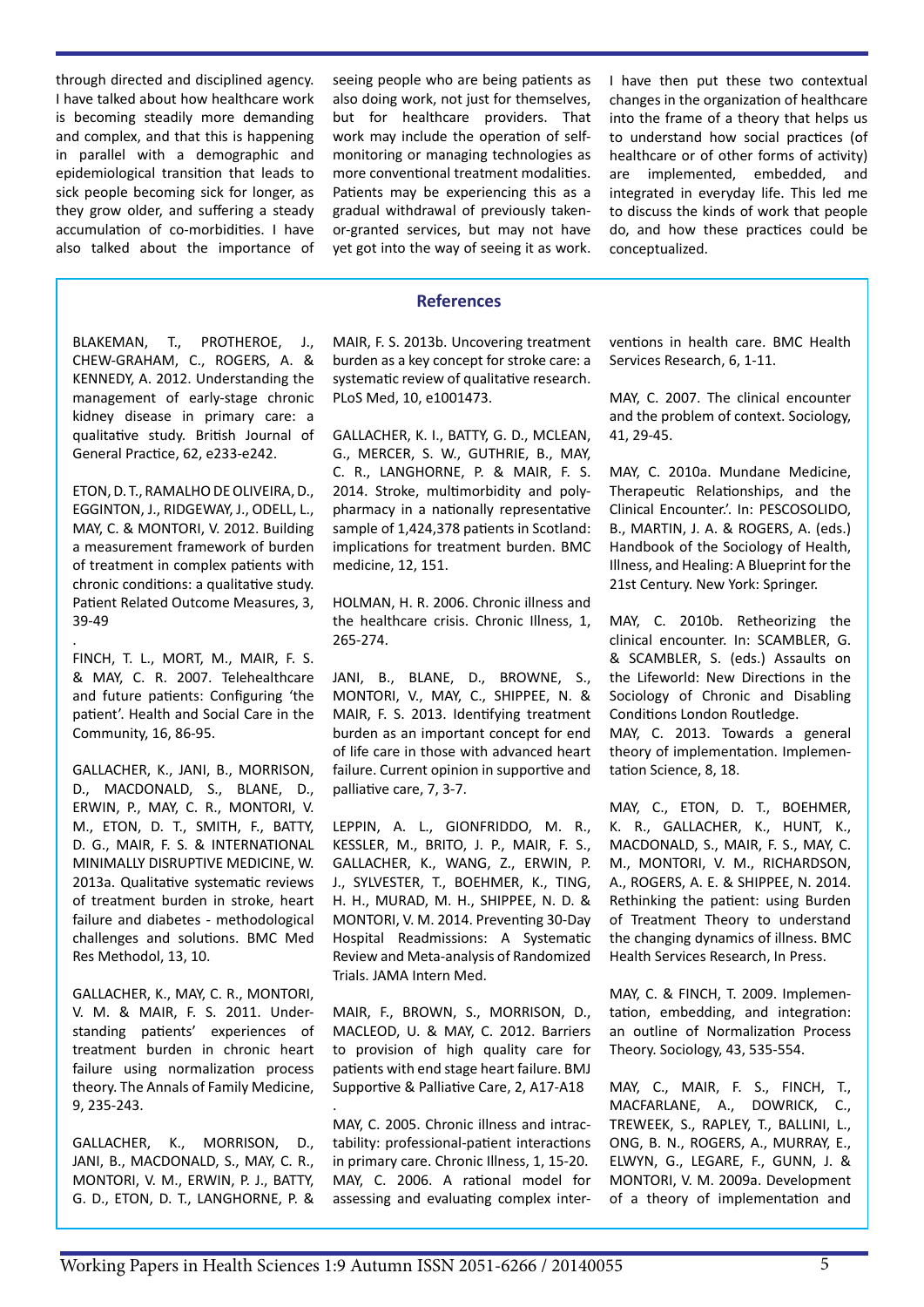through directed and disciplined agency. I have talked about how healthcare work is becoming steadily more demanding and complex, and that this is happening in parallel with a demographic and epidemiological transition that leads to sick people becoming sick for longer, as they grow older, and suffering a steady accumulation of co-morbidities. I have also talked about the importance of seeing people who are being patients as also doing work, not just for themselves, but for healthcare providers. That work may include the operation of self-monitoring or managing technologies as more conventional treatment modalities. Patients may be experiencing this as a gradual withdrawal of previously taken-or-granted services, but may not have yet got into the way of seeing it as work.

I have then put these two contextual changes in the organization of healthcare into the frame of a theory that helps us to understand how social practices (of healthcare or of other forms of activity) are implemented, embedded, and integrated in everyday life. This led me to discuss the kinds of work that people do, and how these practices could be conceptualized.

## References

BLAKEMAN, T., PROTHEROE, J., CHEW-GRAHAM, C., ROGERS, A. & KENNEDY, A. 2012. Understanding the management of early-stage chronic kidney disease in primary care: a qualitative study. British Journal of General Practice, 62, e233-e242.

ETON, D. T., RAMALHO DE OLIVEIRA, D., EGGINTON, J., RIDGEWAY, J., ODELL, L., MAY, C. & MONTORI, V. 2012. Building a measurement framework of burden of treatment in complex patients with chronic conditions: a qualitative study. Patient Related Outcome Measures, 3, 39-49

.

FINCH, T. L., MORT, M., MAIR, F. S. & MAY, C. R. 2007. Telehealthcare and future patients: Configuring 'the patient'. Health and Social Care in the Community, 16, 86-95.

GALLACHER, K., JANI, B., MORRISON, D., MACDONALD, S., BLANE, D., ERWIN, P., MAY, C. R., MONTORI, V. M., ETON, D. T., SMITH, F., BATTY, D. G., MAIR, F. S. & INTERNATIONAL MINIMALLY DISRUPTIVE MEDICINE, W. 2013a. Qualitative systematic reviews of treatment burden in stroke, heart failure and diabetes - methodological challenges and solutions. BMC Med Res Methodol, 13, 10.

GALLACHER, K., MAY, C. R., MONTORI, V. M. & MAIR, F. S. 2011. Understanding patients' experiences of treatment burden in chronic heart failure using normalization process theory. The Annals of Family Medicine, 9, 235-243.

GALLACHER, K., MORRISON, D., JANI, B., MACDONALD, S., MAY, C. R., MONTORI, V. M., ERWIN, P. J., BATTY, G. D., ETON, D. T., LANGHORNE, P. & MAIR, F. S. 2013b. Uncovering treatment burden as a key concept for stroke care: a systematic review of qualitative research. PLoS Med, 10, e1001473.

GALLACHER, K. I., BATTY, G. D., MCLEAN, G., MERCER, S. W., GUTHRIE, B., MAY, C. R., LANGHORNE, P. & MAIR, F. S. 2014. Stroke, multimorbidity and polypharmacy in a nationally representative sample of 1,424,378 patients in Scotland: implications for treatment burden. BMC medicine, 12, 151.

HOLMAN, H. R. 2006. Chronic illness and the healthcare crisis. Chronic Illness, 1, 265-274.

JANI, B., BLANE, D., BROWNE, S., MONTORI, V., MAY, C., SHIPPEE, N. & MAIR, F. S. 2013. Identifying treatment burden as an important concept for end of life care in those with advanced heart failure. Current opinion in supportive and palliative care, 7, 3-7.

LEPPIN, A. L., GIONFRIDDO, M. R., KESSLER, M., BRITO, J. P., MAIR, F. S., GALLACHER, K., WANG, Z., ERWIN, P. J., SYLVESTER, T., BOEHMER, K., TING, H. H., MURAD, M. H., SHIPPEE, N. D. & MONTORI, V. M. 2014. Preventing 30-Day Hospital Readmissions: A Systematic Review and Meta-analysis of Randomized Trials. JAMA Intern Med.

MAIR, F., BROWN, S., MORRISON, D., MACLEOD, U. & MAY, C. 2012. Barriers to provision of high quality care for patients with end stage heart failure. BMJ Supportive & Palliative Care, 2, A17-A18

.

MAY, C. 2005. Chronic illness and intractability: professional-patient interactions in primary care. Chronic Illness, 1, 15-20.

MAY, C. 2006. A rational model for assessing and evaluating complex interventions in health care. BMC Health Services Research, 6, 1-11.

MAY, C. 2007. The clinical encounter and the problem of context. Sociology, 41, 29-45.

MAY, C. 2010a. Mundane Medicine, Therapeutic Relationships, and the Clinical Encounter.'. In: PESCOSOLIDO, B., MARTIN, J. A. & ROGERS, A. (eds.) Handbook of the Sociology of Health, Illness, and Healing: A Blueprint for the 21st Century. New York: Springer.

MAY, C. 2010b. Retheorizing the clinical encounter. In: SCAMBLER, G. & SCAMBLER, S. (eds.) Assaults on the Lifeworld: New Directions in the Sociology of Chronic and Disabling Conditions London Routledge.

MAY, C. 2013. Towards a general theory of implementation. Implementation Science, 8, 18.

MAY, C., ETON, D. T., BOEHMER, K. R., GALLACHER, K., HUNT, K., MACDONALD, S., MAIR, F. S., MAY, C. M., MONTORI, V. M., RICHARDSON, A., ROGERS, A. E. & SHIPPEE, N. 2014. Rethinking the patient: using Burden of Treatment Theory to understand the changing dynamics of illness. BMC Health Services Research, In Press.

MAY, C. & FINCH, T. 2009. Implementation, embedding, and integration: an outline of Normalization Process Theory. Sociology, 43, 535-554.

MAY, C., MAIR, F. S., FINCH, T., MACFARLANE, A., DOWRICK, C., TREWEEK, S., RAPLEY, T., BALLINI, L., ONG, B. N., ROGERS, A., MURRAY, E., ELWYN, G., LEGARE, F., GUNN, J. & MONTORI, V. M. 2009a. Development of a theory of implementation and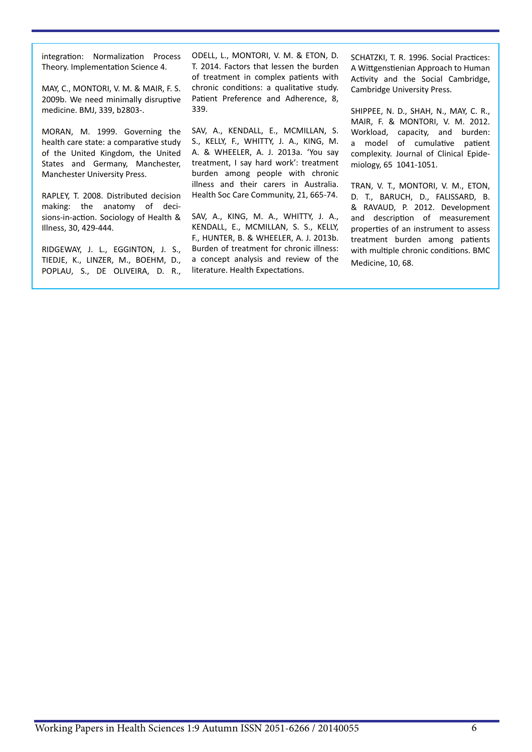integration: Normalization Process Theory. Implementation Science 4.

MAY, C., MONTORI, V. M. & MAIR, F. S. 2009b. We need minimally disruptive medicine. BMJ, 339, b2803-.

MORAN, M. 1999. Governing the health care state: a comparative study of the United Kingdom, the United States and Germany, Manchester, Manchester University Press.

RAPLEY, T. 2008. Distributed decision making: the anatomy of decisions-in-action. Sociology of Health & Illness, 30, 429-444.

RIDGEWAY, J. L., EGGINTON, J. S., TIEDJE, K., LINZER, M., BOEHM, D., POPLAU, S., DE OLIVEIRA, D. R., ODELL, L., MONTORI, V. M. & ETON, D. T. 2014. Factors that lessen the burden of treatment in complex patients with chronic conditions: a qualitative study. Patient Preference and Adherence, 8, 339.

SAV, A., KENDALL, E., MCMILLAN, S. S., KELLY, F., WHITTY, J. A., KING, M. A. & WHEELER, A. J. 2013a. 'You say treatment, I say hard work': treatment burden among people with chronic illness and their carers in Australia. Health Soc Care Community, 21, 665-74.

SAV, A., KING, M. A., WHITTY, J. A., KENDALL, E., MCMILLAN, S. S., KELLY, F., HUNTER, B. & WHEELER, A. J. 2013b. Burden of treatment for chronic illness: a concept analysis and review of the literature. Health Expectations.

SCHATZKI, T. R. 1996. Social Practices: A Wittgenstienian Approach to Human Activity and the Social Cambridge, Cambridge University Press.

SHIPPEE, N. D., SHAH, N., MAY, C. R., MAIR, F. & MONTORI, V. M. 2012. Workload, capacity, and burden: a model of cumulative patient complexity. Journal of Clinical Epidemiology, 65 1041-1051.

TRAN, V. T., MONTORI, V. M., ETON, D. T., BARUCH, D., FALISSARD, B. & RAVAUD, P. 2012. Development and description of measurement properties of an instrument to assess treatment burden among patients with multiple chronic conditions. BMC Medicine, 10, 68.